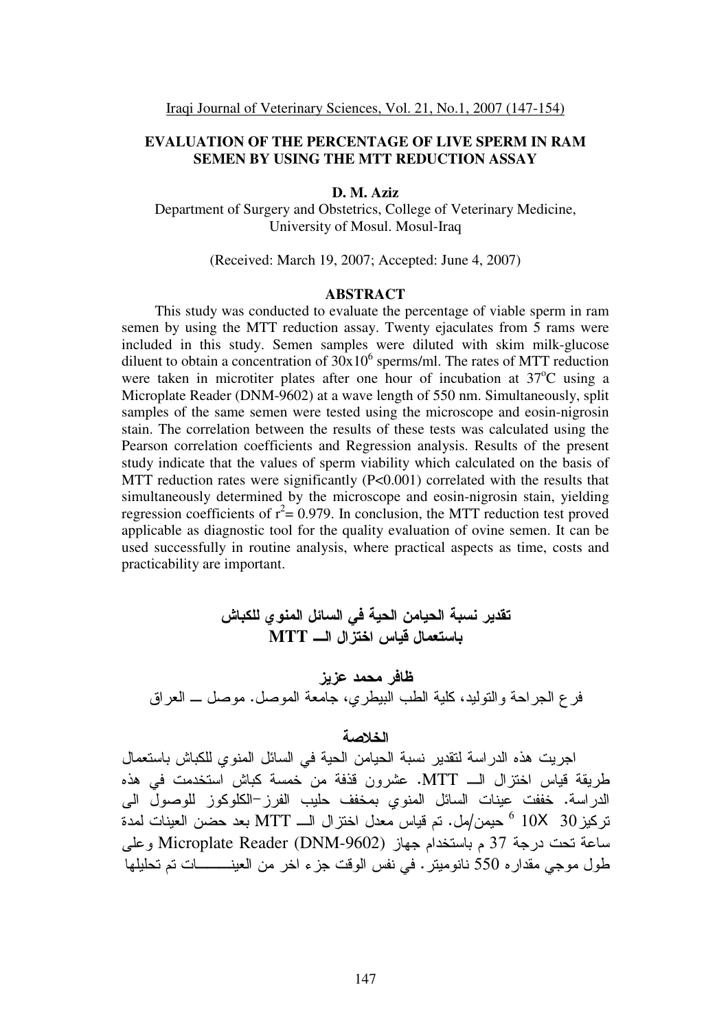# EVALUATION OF THE PERCENTAGE OF LIVE SPERM IN RAM SEMEN BY USING THE MTT REDUCTION ASSAY

**D. M. Aziz**

Department of Surgery and Obstetrics, College of Veterinary Medicine, University of Mosul. Mosul-Iraq

(Received: March 19, 2007; Accepted: June 4, 2007)

## ABSTRACT

This study was conducted to evaluate the percentage of viable sperm in ram semen by using the MTT reduction assay. Twenty ejaculates from 5 rams were included in this study. Semen samples were diluted with skim milk-glucose diluent to obtain a concentration of $30x10^6$ sperms/ml. The rates of MTT reduction were taken in microtiter plates after one hour of incubation at $37^oC$ using a Microplate Reader (DNM-9602) at a wave length of 550 nm. Simultaneously, split samples of the same semen were tested using the microscope and eosin-nigrosin stain. The correlation between the results of these tests was calculated using the Pearson correlation coefficients and Regression analysis. Results of the present study indicate that the values of sperm viability which calculated on the basis of MTT reduction rates were significantly (P<0.001) correlated with the results that simultaneously determined by the microscope and eosin-nigrosin stain, yielding regression coefficients of $r^2$= 0.979. In conclusion, the MTT reduction test proved applicable as diagnostic tool for the quality evaluation of ovine semen. It can be used successfully in routine analysis, where practical aspects as time, costs and practicability are important.

# تقدير نسبة الحيامن الحية في السائل المنوي للكباش باستعمال قياس اختزال الـــ MTT

**ظافر محمد عزيز**

فرع الجراحة والتوليد، كلية الطب البيطري، جامعة الموصل. موصل ــ العراق

## الخلاصة

اجريت هذه الدراسة لتقدير نسبة الحيامن الحية في السائل المنوي للكباش باستعمال طريقة قياس اختزال الـــ MTT. عشرون قذفة من خمسة كباش استخدمت في هذه الدراسة. خففت عينات السائل المنوي بمخفف حليب الفرز-الكلوكوز للوصول الى تركيز 30 X10 $^6$ حيمن/مل. تم قياس معدل اختزال الـــ MTT بعد حضن العينات لمدة ساعة تحت درجة 37 م باستخدام جهاز Microplate Reader (DNM-9602) وعلى طول موجي مقداره 550 نانوميتر. في نفس الوقت جزء اخر من العينـــــــات تم تحليلها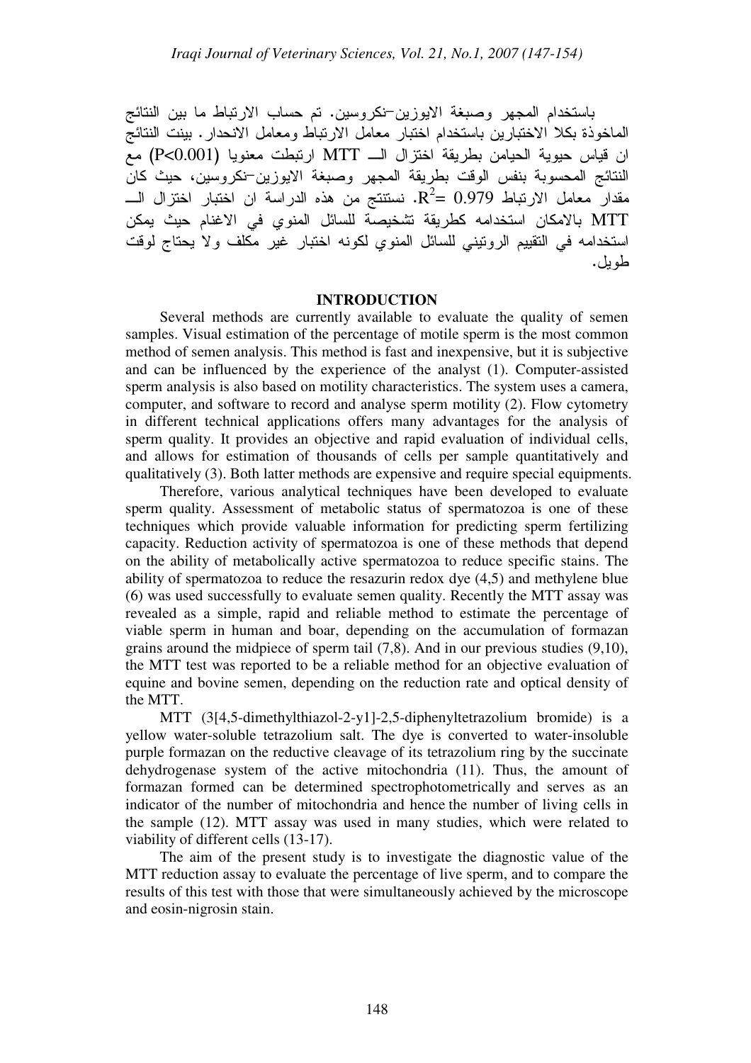باستخدام المجهر وصبغة الايوزين–نكروسين. تم حساب الارتباط ما بين النتائج الماخوذة بكلا الاختبارين باستخدام اختبار معامل الارتباط ومعامل الانحدار. بينت النتائج ان قياس حيوية الحيامن بطريقة اختزال الـــ MTT ارتبطت معنويا ($P<0.001$) مع النتائج المحسوبة بنفس الوقت بطريقة المجهر وصبغة الايوزين–نكروسين، حيث كان مقدار معامل الارتباط $R^2= 0.979$. نستنتج من هذه الدراسة ان اختبار اختزال الـــ MTT بالامكان استخدامه كطريقة تشخيصة للسائل المنوي في الاغنام حيث يمكن استخدامه في التقييم الروتيني للسائل المنوي لكونه اختبار غير مكلف ولا يحتاج لوقت طويل.

## INTRODUCTION

Several methods are currently available to evaluate the quality of semen samples. Visual estimation of the percentage of motile sperm is the most common method of semen analysis. This method is fast and inexpensive, but it is subjective and can be influenced by the experience of the analyst (1). Computer-assisted sperm analysis is also based on motility characteristics. The system uses a camera, computer, and software to record and analyse sperm motility (2). Flow cytometry in different technical applications offers many advantages for the analysis of sperm quality. It provides an objective and rapid evaluation of individual cells, and allows for estimation of thousands of cells per sample quantitatively and qualitatively (3). Both latter methods are expensive and require special equipments.

Therefore, various analytical techniques have been developed to evaluate sperm quality. Assessment of metabolic status of spermatozoa is one of these techniques which provide valuable information for predicting sperm fertilizing capacity. Reduction activity of spermatozoa is one of these methods that depend on the ability of metabolically active spermatozoa to reduce specific stains. The ability of spermatozoa to reduce the resazurin redox dye (4,5) and methylene blue (6) was used successfully to evaluate semen quality. Recently the MTT assay was revealed as a simple, rapid and reliable method to estimate the percentage of viable sperm in human and boar, depending on the accumulation of formazan grains around the midpiece of sperm tail (7,8). And in our previous studies (9,10), the MTT test was reported to be a reliable method for an objective evaluation of equine and bovine semen, depending on the reduction rate and optical density of the MTT.

MTT (3[4,5-dimethylthiazol-2-y1]-2,5-diphenyltetrazolium bromide) is a yellow water-soluble tetrazolium salt. The dye is converted to water-insoluble purple formazan on the reductive cleavage of its tetrazolium ring by the succinate dehydrogenase system of the active mitochondria (11). Thus, the amount of formazan formed can be determined spectrophotometrically and serves as an indicator of the number of mitochondria and hence the number of living cells in the sample (12). MTT assay was used in many studies, which were related to viability of different cells (13-17).

The aim of the present study is to investigate the diagnostic value of the MTT reduction assay to evaluate the percentage of live sperm, and to compare the results of this test with those that were simultaneously achieved by the microscope and eosin-nigrosin stain.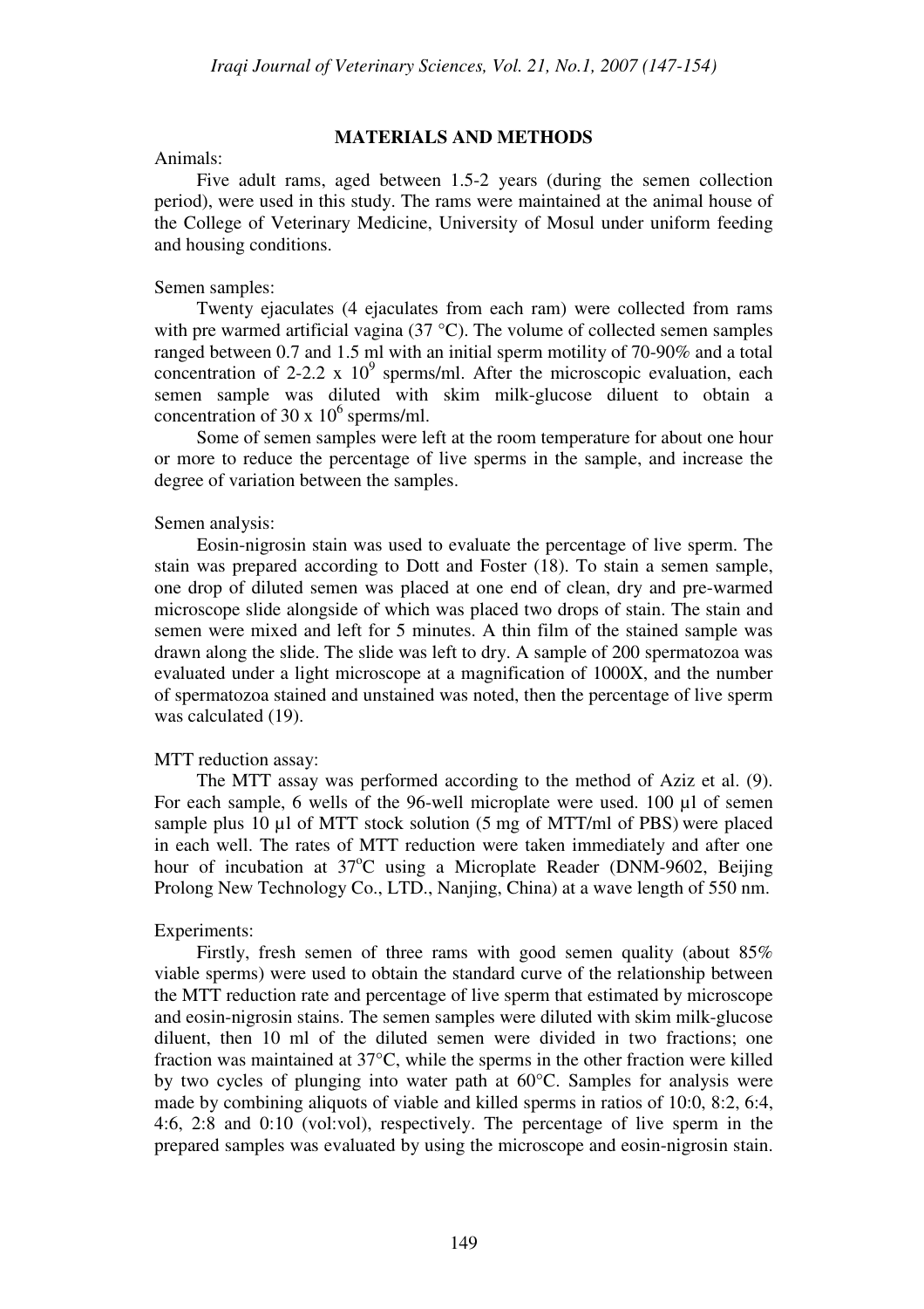## MATERIALS AND METHODS

Animals:

Five adult rams, aged between 1.5-2 years (during the semen collection period), were used in this study. The rams were maintained at the animal house of the College of Veterinary Medicine, University of Mosul under uniform feeding and housing conditions.

Semen samples:

Twenty ejaculates (4 ejaculates from each ram) were collected from rams with pre warmed artificial vagina (37 °C). The volume of collected semen samples ranged between 0.7 and 1.5 ml with an initial sperm motility of 70-90% and a total concentration of 2-2.2 x $10^9$ sperms/ml. After the microscopic evaluation, each semen sample was diluted with skim milk-glucose diluent to obtain a concentration of 30 x $10^6$ sperms/ml.

Some of semen samples were left at the room temperature for about one hour or more to reduce the percentage of live sperms in the sample, and increase the degree of variation between the samples.

Semen analysis:

Eosin-nigrosin stain was used to evaluate the percentage of live sperm. The stain was prepared according to Dott and Foster (18). To stain a semen sample, one drop of diluted semen was placed at one end of clean, dry and pre-warmed microscope slide alongside of which was placed two drops of stain. The stain and semen were mixed and left for 5 minutes. A thin film of the stained sample was drawn along the slide. The slide was left to dry. A sample of 200 spermatozoa was evaluated under a light microscope at a magnification of 1000X, and the number of spermatozoa stained and unstained was noted, then the percentage of live sperm was calculated (19).

MTT reduction assay:

The MTT assay was performed according to the method of Aziz et al. (9). For each sample, 6 wells of the 96-well microplate were used. 100 µl of semen sample plus 10 µl of MTT stock solution (5 mg of MTT/ml of PBS) were placed in each well. The rates of MTT reduction were taken immediately and after one hour of incubation at 37°C using a Microplate Reader (DNM-9602, Beijing Prolong New Technology Co., LTD., Nanjing, China) at a wave length of 550 nm.

Experiments:

Firstly, fresh semen of three rams with good semen quality (about 85% viable sperms) were used to obtain the standard curve of the relationship between the MTT reduction rate and percentage of live sperm that estimated by microscope and eosin-nigrosin stains. The semen samples were diluted with skim milk-glucose diluent, then 10 ml of the diluted semen were divided in two fractions; one fraction was maintained at 37°C, while the sperms in the other fraction were killed by two cycles of plunging into water path at 60°C. Samples for analysis were made by combining aliquots of viable and killed sperms in ratios of 10:0, 8:2, 6:4, 4:6, 2:8 and 0:10 (vol:vol), respectively. The percentage of live sperm in the prepared samples was evaluated by using the microscope and eosin-nigrosin stain.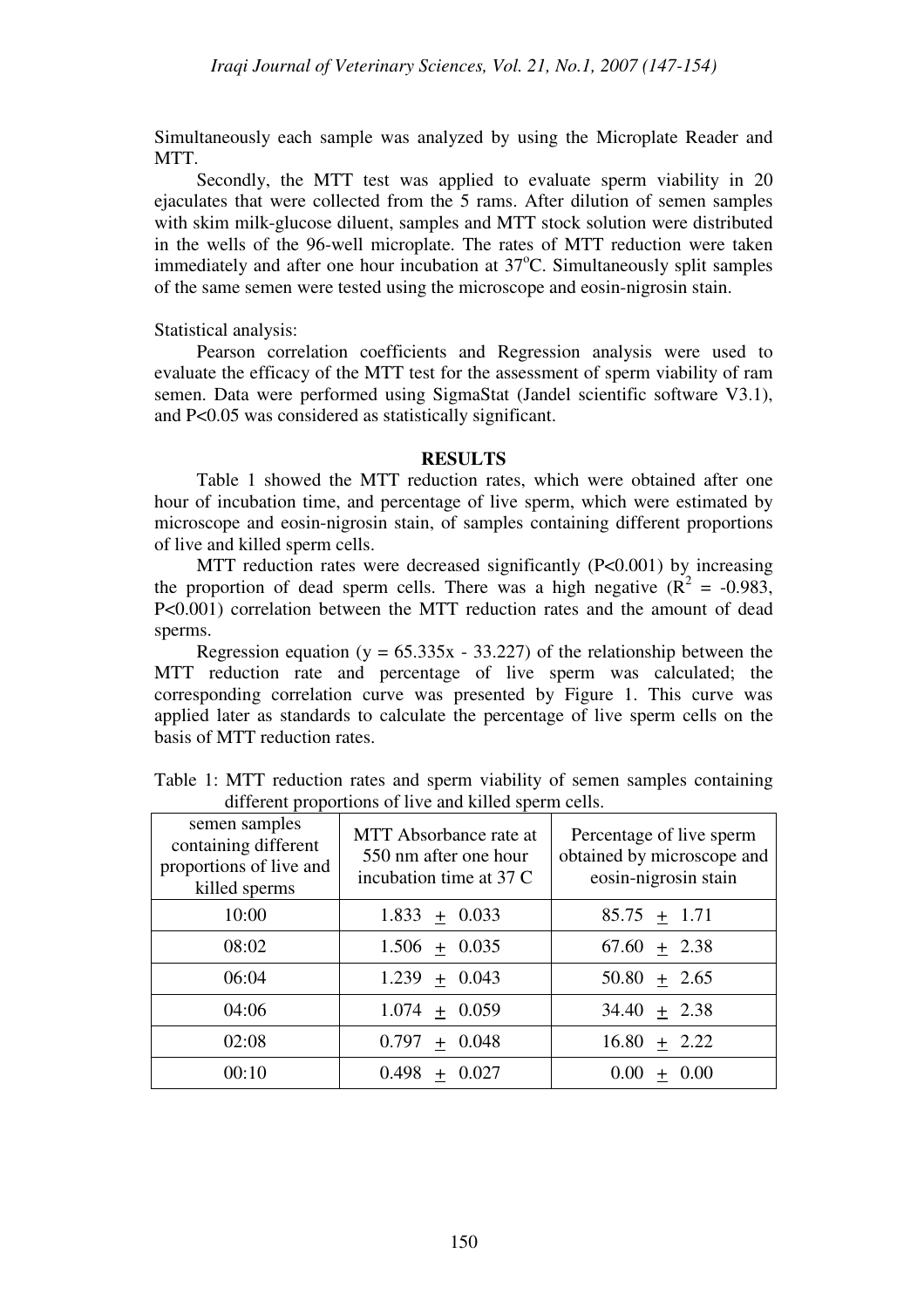Simultaneously each sample was analyzed by using the Microplate Reader and MTT.

Secondly, the MTT test was applied to evaluate sperm viability in 20 ejaculates that were collected from the 5 rams. After dilution of semen samples with skim milk-glucose diluent, samples and MTT stock solution were distributed in the wells of the 96-well microplate. The rates of MTT reduction were taken immediately and after one hour incubation at 37°C. Simultaneously split samples of the same semen were tested using the microscope and eosin-nigrosin stain.

Statistical analysis:

Pearson correlation coefficients and Regression analysis were used to evaluate the efficacy of the MTT test for the assessment of sperm viability of ram semen. Data were performed using SigmaStat (Jandel scientific software V3.1), and $P<0.05$ was considered as statistically significant.

## RESULTS

Table 1 showed the MTT reduction rates, which were obtained after one hour of incubation time, and percentage of live sperm, which were estimated by microscope and eosin-nigrosin stain, of samples containing different proportions of live and killed sperm cells.

MTT reduction rates were decreased significantly ($P<0.001$) by increasing the proportion of dead sperm cells. There was a high negative ($R^2 = -0.983$, $P<0.001$) correlation between the MTT reduction rates and the amount of dead sperms.

Regression equation ($y = 65.335x - 33.227$) of the relationship between the MTT reduction rate and percentage of live sperm was calculated; the corresponding correlation curve was presented by Figure 1. This curve was applied later as standards to calculate the percentage of live sperm cells on the basis of MTT reduction rates.

Table 1: MTT reduction rates and sperm viability of semen samples containing different proportions of live and killed sperm cells.

| semen samples containing different proportions of live and killed sperms | MTT Absorbance rate at 550 nm after one hour incubation time at 37 C | Percentage of live sperm obtained by microscope and eosin-nigrosin stain |
|---|---|---|
| 10:00 | 1.833 ± 0.033 | 85.75 ± 1.71 |
| 08:02 | 1.506 ± 0.035 | 67.60 ± 2.38 |
| 06:04 | 1.239 ± 0.043 | 50.80 ± 2.65 |
| 04:06 | 1.074 ± 0.059 | 34.40 ± 2.38 |
| 02:08 | 0.797 ± 0.048 | 16.80 ± 2.22 |
| 00:10 | 0.498 ± 0.027 | 0.00 ± 0.00 |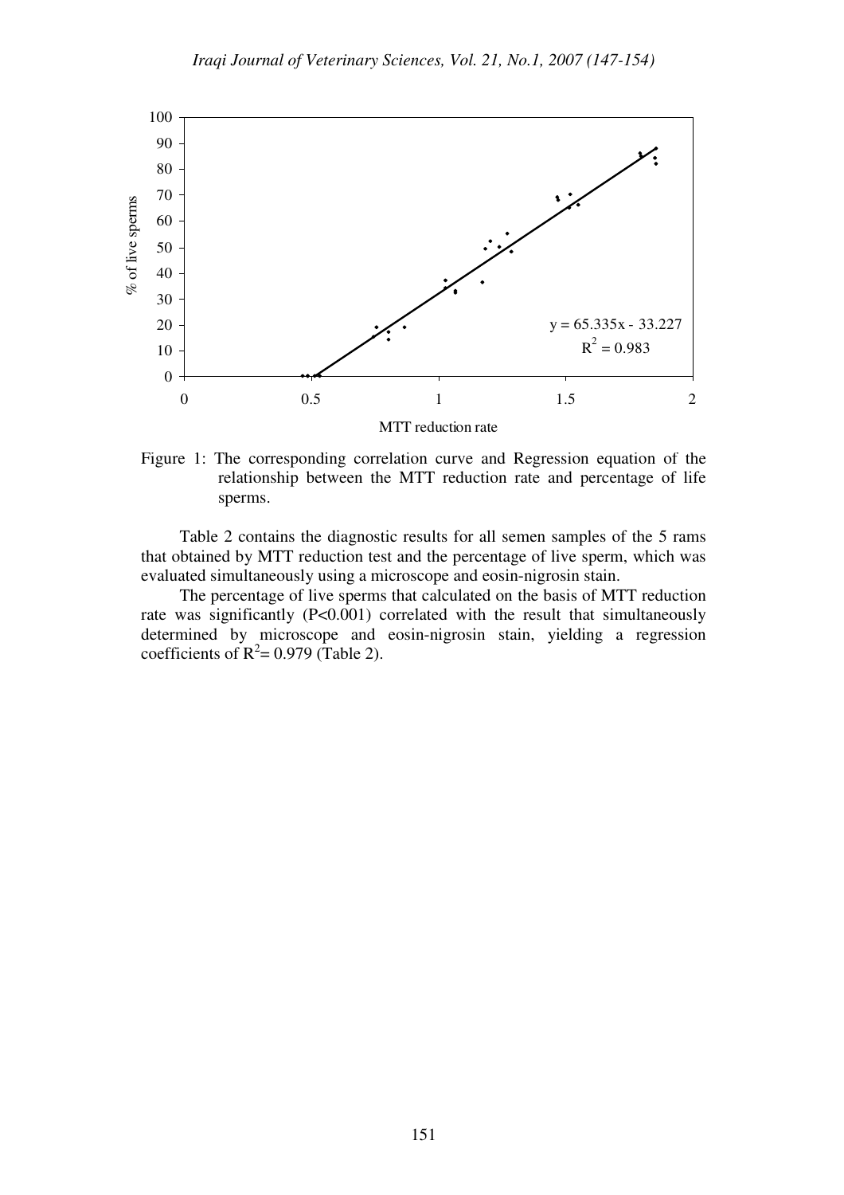Figure 1: The corresponding correlation curve and Regression equation of the relationship between the MTT reduction rate and percentage of life sperms.

Table 2 contains the diagnostic results for all semen samples of the 5 rams that obtained by MTT reduction test and the percentage of live sperm, which was evaluated simultaneously using a microscope and eosin-nigrosin stain.

The percentage of live sperms that calculated on the basis of MTT reduction rate was significantly ($P<0.001$) correlated with the result that simultaneously determined by microscope and eosin-nigrosin stain, yielding a regression coefficients of $R^2= 0.979$ (Table 2).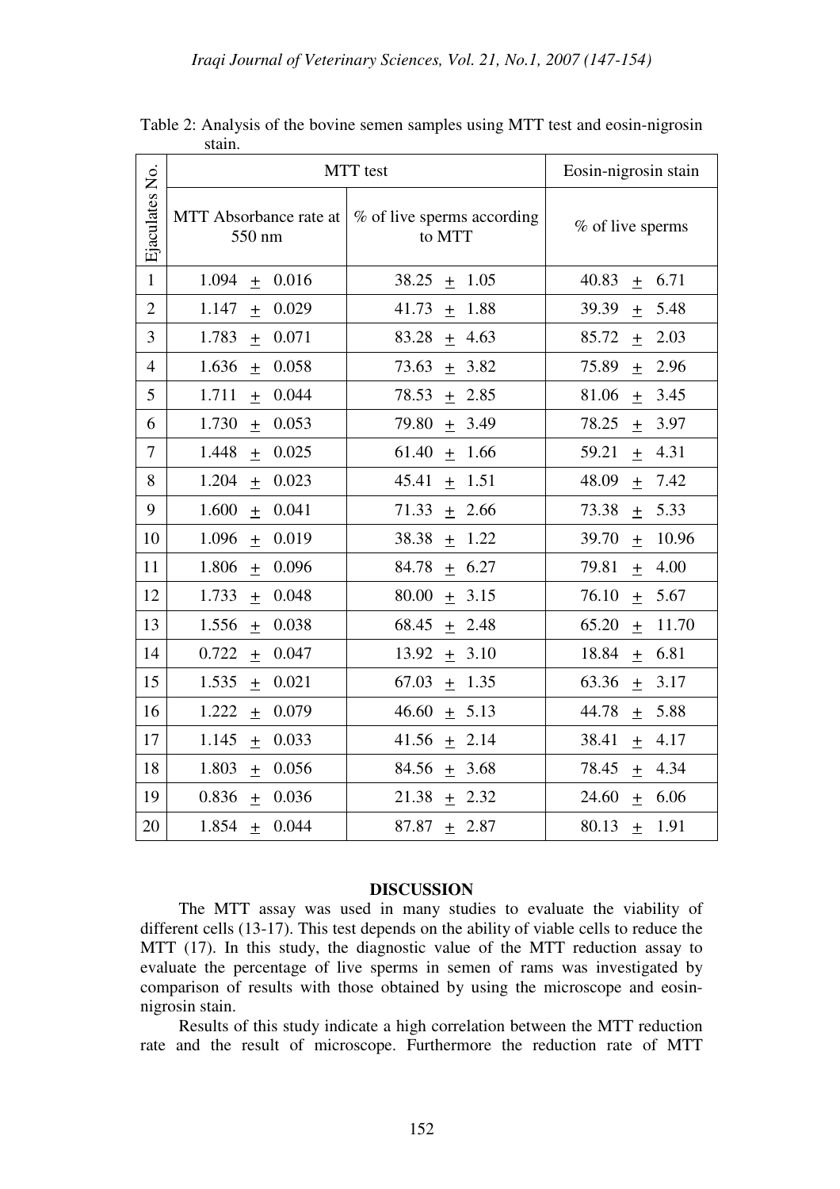Table 2: Analysis of the bovine semen samples using MTT test and eosin-nigrosin stain.

| Ejaculates No. | MTT test | | Eosin-nigrosin stain |
|---|---|---|---|
| | MTT Absorbance rate at 550 nm | % of live sperms according to MTT | % of live sperms |
| 1 | 1.094 ± 0.016 | 38.25 ± 1.05 | 40.83 ± 6.71 |
| 2 | 1.147 ± 0.029 | 41.73 ± 1.88 | 39.39 ± 5.48 |
| 3 | 1.783 ± 0.071 | 83.28 ± 4.63 | 85.72 ± 2.03 |
| 4 | 1.636 ± 0.058 | 73.63 ± 3.82 | 75.89 ± 2.96 |
| 5 | 1.711 ± 0.044 | 78.53 ± 2.85 | 81.06 ± 3.45 |
| 6 | 1.730 ± 0.053 | 79.80 ± 3.49 | 78.25 ± 3.97 |
| 7 | 1.448 ± 0.025 | 61.40 ± 1.66 | 59.21 ± 4.31 |
| 8 | 1.204 ± 0.023 | 45.41 ± 1.51 | 48.09 ± 7.42 |
| 9 | 1.600 ± 0.041 | 71.33 ± 2.66 | 73.38 ± 5.33 |
| 10 | 1.096 ± 0.019 | 38.38 ± 1.22 | 39.70 ± 10.96 |
| 11 | 1.806 ± 0.096 | 84.78 ± 6.27 | 79.81 ± 4.00 |
| 12 | 1.733 ± 0.048 | 80.00 ± 3.15 | 76.10 ± 5.67 |
| 13 | 1.556 ± 0.038 | 68.45 ± 2.48 | 65.20 ± 11.70 |
| 14 | 0.722 ± 0.047 | 13.92 ± 3.10 | 18.84 ± 6.81 |
| 15 | 1.535 ± 0.021 | 67.03 ± 1.35 | 63.36 ± 3.17 |
| 16 | 1.222 ± 0.079 | 46.60 ± 5.13 | 44.78 ± 5.88 |
| 17 | 1.145 ± 0.033 | 41.56 ± 2.14 | 38.41 ± 4.17 |
| 18 | 1.803 ± 0.056 | 84.56 ± 3.68 | 78.45 ± 4.34 |
| 19 | 0.836 ± 0.036 | 21.38 ± 2.32 | 24.60 ± 6.06 |
| 20 | 1.854 ± 0.044 | 87.87 ± 2.87 | 80.13 ± 1.91 |

## DISCUSSION

The MTT assay was used in many studies to evaluate the viability of different cells (13-17). This test depends on the ability of viable cells to reduce the MTT (17). In this study, the diagnostic value of the MTT reduction assay to evaluate the percentage of live sperms in semen of rams was investigated by comparison of results with those obtained by using the microscope and eosin-nigrosin stain.

Results of this study indicate a high correlation between the MTT reduction rate and the result of microscope. Furthermore the reduction rate of MTT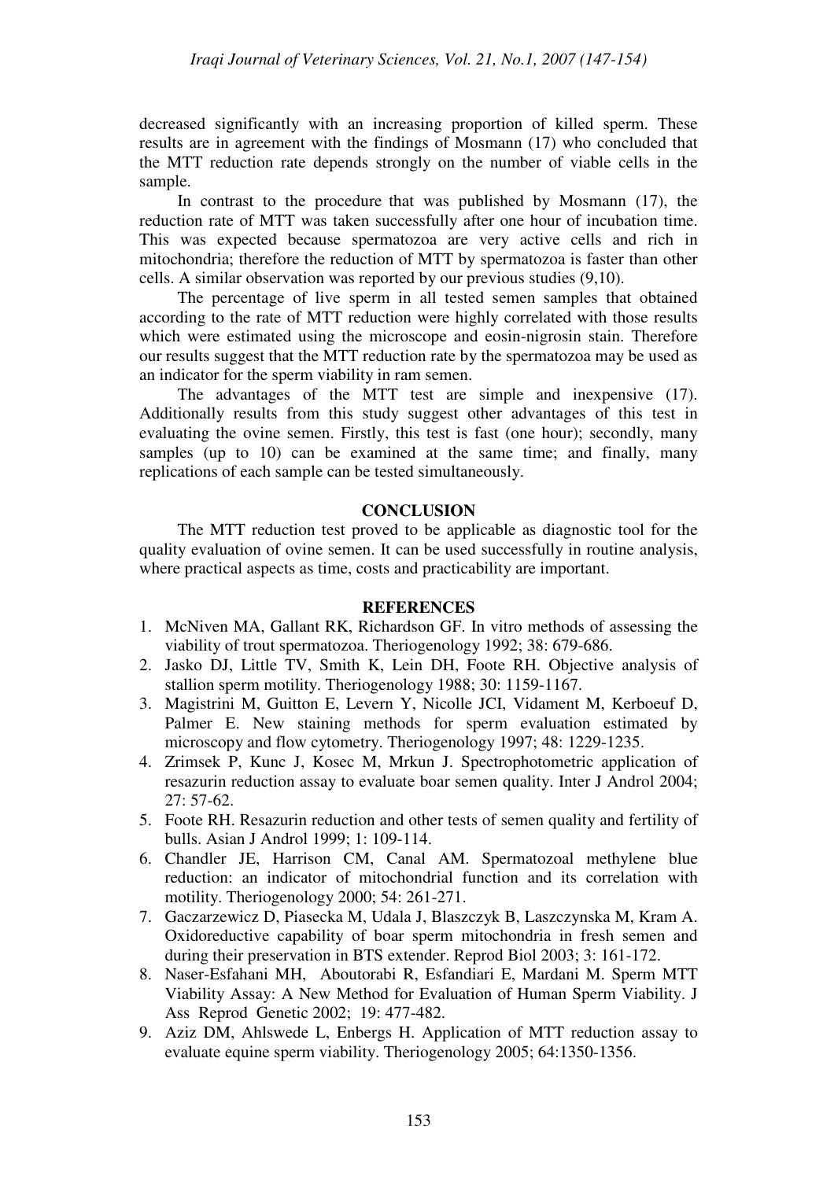decreased significantly with an increasing proportion of killed sperm. These results are in agreement with the findings of Mosmann (17) who concluded that the MTT reduction rate depends strongly on the number of viable cells in the sample.

In contrast to the procedure that was published by Mosmann (17), the reduction rate of MTT was taken successfully after one hour of incubation time. This was expected because spermatozoa are very active cells and rich in mitochondria; therefore the reduction of MTT by spermatozoa is faster than other cells. A similar observation was reported by our previous studies (9,10).

The percentage of live sperm in all tested semen samples that obtained according to the rate of MTT reduction were highly correlated with those results which were estimated using the microscope and eosin-nigrosin stain. Therefore our results suggest that the MTT reduction rate by the spermatozoa may be used as an indicator for the sperm viability in ram semen.

The advantages of the MTT test are simple and inexpensive (17). Additionally results from this study suggest other advantages of this test in evaluating the ovine semen. Firstly, this test is fast (one hour); secondly, many samples (up to 10) can be examined at the same time; and finally, many replications of each sample can be tested simultaneously.

## CONCLUSION

The MTT reduction test proved to be applicable as diagnostic tool for the quality evaluation of ovine semen. It can be used successfully in routine analysis, where practical aspects as time, costs and practicability are important.

## REFERENCES

1. McNiven MA, Gallant RK, Richardson GF. In vitro methods of assessing the viability of trout spermatozoa. Theriogenology 1992; 38: 679-686.
2. Jasko DJ, Little TV, Smith K, Lein DH, Foote RH. Objective analysis of stallion sperm motility. Theriogenology 1988; 30: 1159-1167.
3. Magistrini M, Guitton E, Levern Y, Nicolle JCI, Vidament M, Kerboeuf D, Palmer E. New staining methods for sperm evaluation estimated by microscopy and flow cytometry. Theriogenology 1997; 48: 1229-1235.
4. Zrimsek P, Kunc J, Kosec M, Mrkun J. Spectrophotometric application of resazurin reduction assay to evaluate boar semen quality. Inter J Androl 2004; 27: 57-62.
5. Foote RH. Resazurin reduction and other tests of semen quality and fertility of bulls. Asian J Androl 1999; 1: 109-114.
6. Chandler JE, Harrison CM, Canal AM. Spermatozoal methylene blue reduction: an indicator of mitochondrial function and its correlation with motility. Theriogenology 2000; 54: 261-271.
7. Gaczarzewicz D, Piasecka M, Udala J, Blaszczyk B, Laszczynska M, Kram A. Oxidoreductive capability of boar sperm mitochondria in fresh semen and during their preservation in BTS extender. Reprod Biol 2003; 3: 161-172.
8. Naser-Esfahani MH, Aboutorabi R, Esfandiari E, Mardani M. Sperm MTT Viability Assay: A New Method for Evaluation of Human Sperm Viability. J Ass Reprod Genetic 2002; 19: 477-482.
9. Aziz DM, Ahlswede L, Enbergs H. Application of MTT reduction assay to evaluate equine sperm viability. Theriogenology 2005; 64:1350-1356.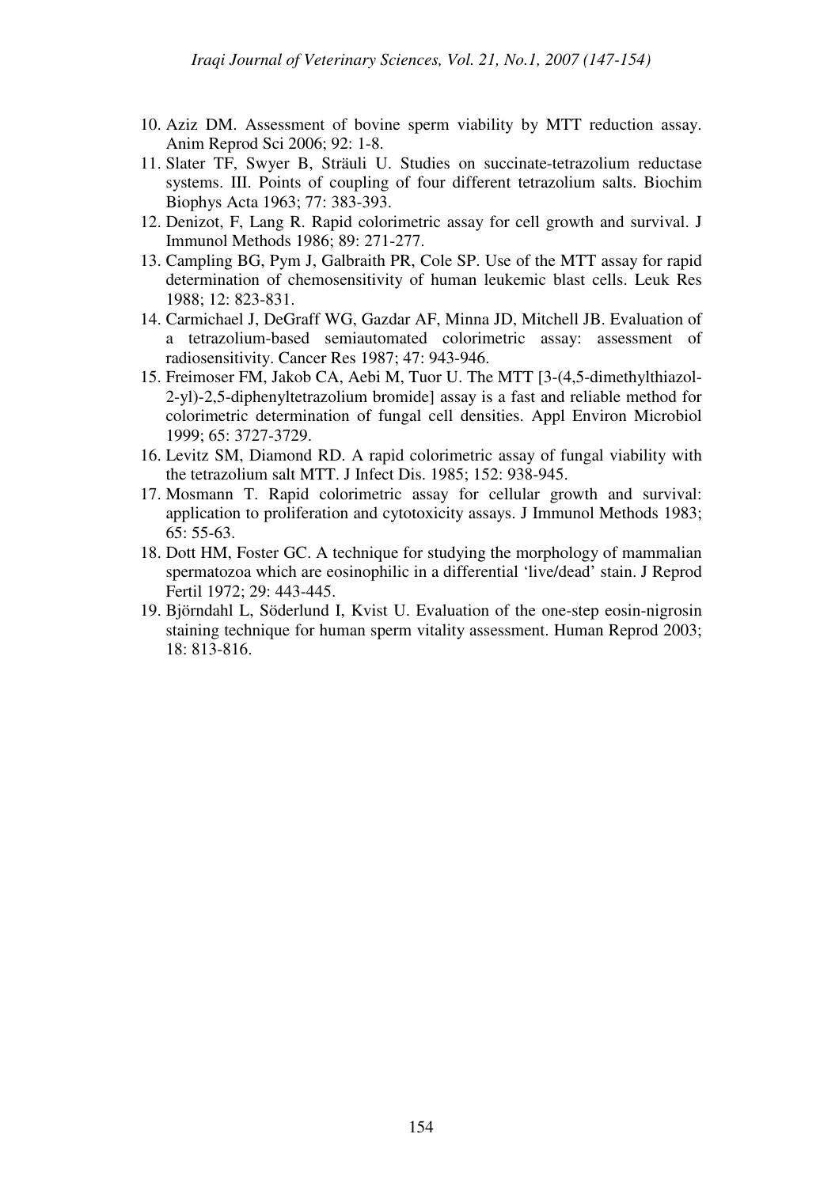10. Aziz DM. Assessment of bovine sperm viability by MTT reduction assay. Anim Reprod Sci 2006; 92: 1-8.
11. Slater TF, Swyer B, Sträuli U. Studies on succinate-tetrazolium reductase systems. III. Points of coupling of four different tetrazolium salts. Biochim Biophys Acta 1963; 77: 383-393.
12. Denizot, F, Lang R. Rapid colorimetric assay for cell growth and survival. J Immunol Methods 1986; 89: 271-277.
13. Campling BG, Pym J, Galbraith PR, Cole SP. Use of the MTT assay for rapid determination of chemosensitivity of human leukemic blast cells. Leuk Res 1988; 12: 823-831.
14. Carmichael J, DeGraff WG, Gazdar AF, Minna JD, Mitchell JB. Evaluation of a tetrazolium-based semiautomated colorimetric assay: assessment of radiosensitivity. Cancer Res 1987; 47: 943-946.
15. Freimoser FM, Jakob CA, Aebi M, Tuor U. The MTT [3-(4,5-dimethylthiazol-2-yl)-2,5-diphenyltetrazolium bromide] assay is a fast and reliable method for colorimetric determination of fungal cell densities. Appl Environ Microbiol 1999; 65: 3727-3729.
16. Levitz SM, Diamond RD. A rapid colorimetric assay of fungal viability with the tetrazolium salt MTT. J Infect Dis. 1985; 152: 938-945.
17. Mosmann T. Rapid colorimetric assay for cellular growth and survival: application to proliferation and cytotoxicity assays. J Immunol Methods 1983; 65: 55-63.
18. Dott HM, Foster GC. A technique for studying the morphology of mammalian spermatozoa which are eosinophilic in a differential 'live/dead' stain. J Reprod Fertil 1972; 29: 443-445.
19. Björndahl L, Söderlund I, Kvist U. Evaluation of the one-step eosin-nigrosin staining technique for human sperm vitality assessment. Human Reprod 2003; 18: 813-816.